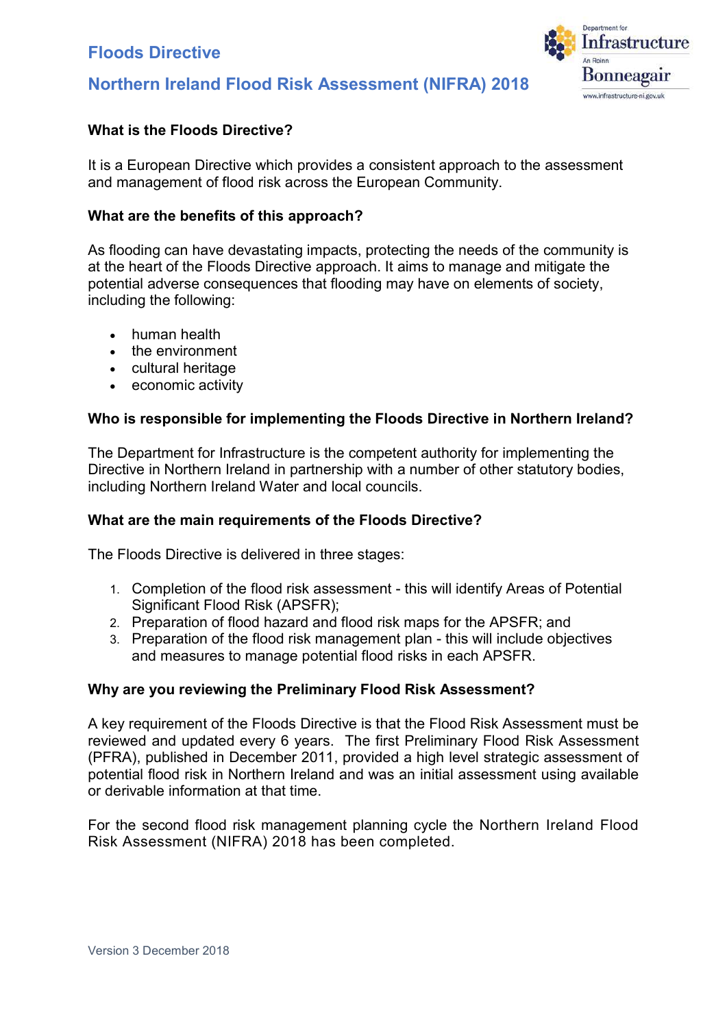# Floods Directive

## Northern Ireland Flood Risk Assessment (NIFRA) 2018

**What is the Floods Directive?**

It is a European Directive which provides a consistent approach to the assessment and management of flood risk across the European Community.

**What are the benefits of this approach?**

As flooding can have devastating impacts, protecting the needs of the community is at the heart of the Floods Directive approach. It aims to manage and mitigate the potential adverse consequences that flooding may have on elements of society, including the following:

- human health
- the environment
- cultural heritage
- economic activity

**Who is responsible for implementing the Floods Directive in Northern Ireland?**

The Department for Infrastructure is the competent authority for implementing the Directive in Northern Ireland in partnership with a number of other statutory bodies, including Northern Ireland Water and local councils.

**What are the main requirements of the Floods Directive?**

The Floods Directive is delivered in three stages:

1. Completion of the flood risk assessment - this will identify Areas of Potential Significant Flood Risk (APSFR);
2. Preparation of flood hazard and flood risk maps for the APSFR; and
3. Preparation of the flood risk management plan - this will include objectives and measures to manage potential flood risks in each APSFR.

**Why are you reviewing the Preliminary Flood Risk Assessment?**

A key requirement of the Floods Directive is that the Flood Risk Assessment must be reviewed and updated every 6 years. The first Preliminary Flood Risk Assessment (PFRA), published in December 2011, provided a high level strategic assessment of potential flood risk in Northern Ireland and was an initial assessment using available or derivable information at that time.

For the second flood risk management planning cycle the Northern Ireland Flood Risk Assessment (NIFRA) 2018 has been completed.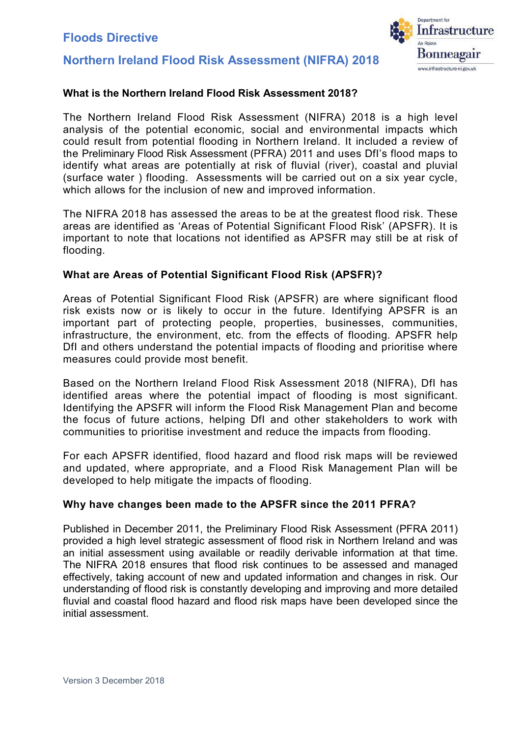# Floods Directive

## Northern Ireland Flood Risk Assessment (NIFRA) 2018

### What is the Northern Ireland Flood Risk Assessment 2018?

The Northern Ireland Flood Risk Assessment (NIFRA) 2018 is a high level analysis of the potential economic, social and environmental impacts which could result from potential flooding in Northern Ireland. It included a review of the Preliminary Flood Risk Assessment (PFRA) 2011 and uses DfI's flood maps to identify what areas are potentially at risk of fluvial (river), coastal and pluvial (surface water ) flooding. Assessments will be carried out on a six year cycle, which allows for the inclusion of new and improved information.

The NIFRA 2018 has assessed the areas to be at the greatest flood risk. These areas are identified as 'Areas of Potential Significant Flood Risk' (APSFR). It is important to note that locations not identified as APSFR may still be at risk of flooding.

### What are Areas of Potential Significant Flood Risk (APSFR)?

Areas of Potential Significant Flood Risk (APSFR) are where significant flood risk exists now or is likely to occur in the future. Identifying APSFR is an important part of protecting people, properties, businesses, communities, infrastructure, the environment, etc. from the effects of flooding. APSFR help DfI and others understand the potential impacts of flooding and prioritise where measures could provide most benefit.

Based on the Northern Ireland Flood Risk Assessment 2018 (NIFRA), DfI has identified areas where the potential impact of flooding is most significant. Identifying the APSFR will inform the Flood Risk Management Plan and become the focus of future actions, helping DfI and other stakeholders to work with communities to prioritise investment and reduce the impacts from flooding.

For each APSFR identified, flood hazard and flood risk maps will be reviewed and updated, where appropriate, and a Flood Risk Management Plan will be developed to help mitigate the impacts of flooding.

### Why have changes been made to the APSFR since the 2011 PFRA?

Published in December 2011, the Preliminary Flood Risk Assessment (PFRA 2011) provided a high level strategic assessment of flood risk in Northern Ireland and was an initial assessment using available or readily derivable information at that time. The NIFRA 2018 ensures that flood risk continues to be assessed and managed effectively, taking account of new and updated information and changes in risk. Our understanding of flood risk is constantly developing and improving and more detailed fluvial and coastal flood hazard and flood risk maps have been developed since the initial assessment.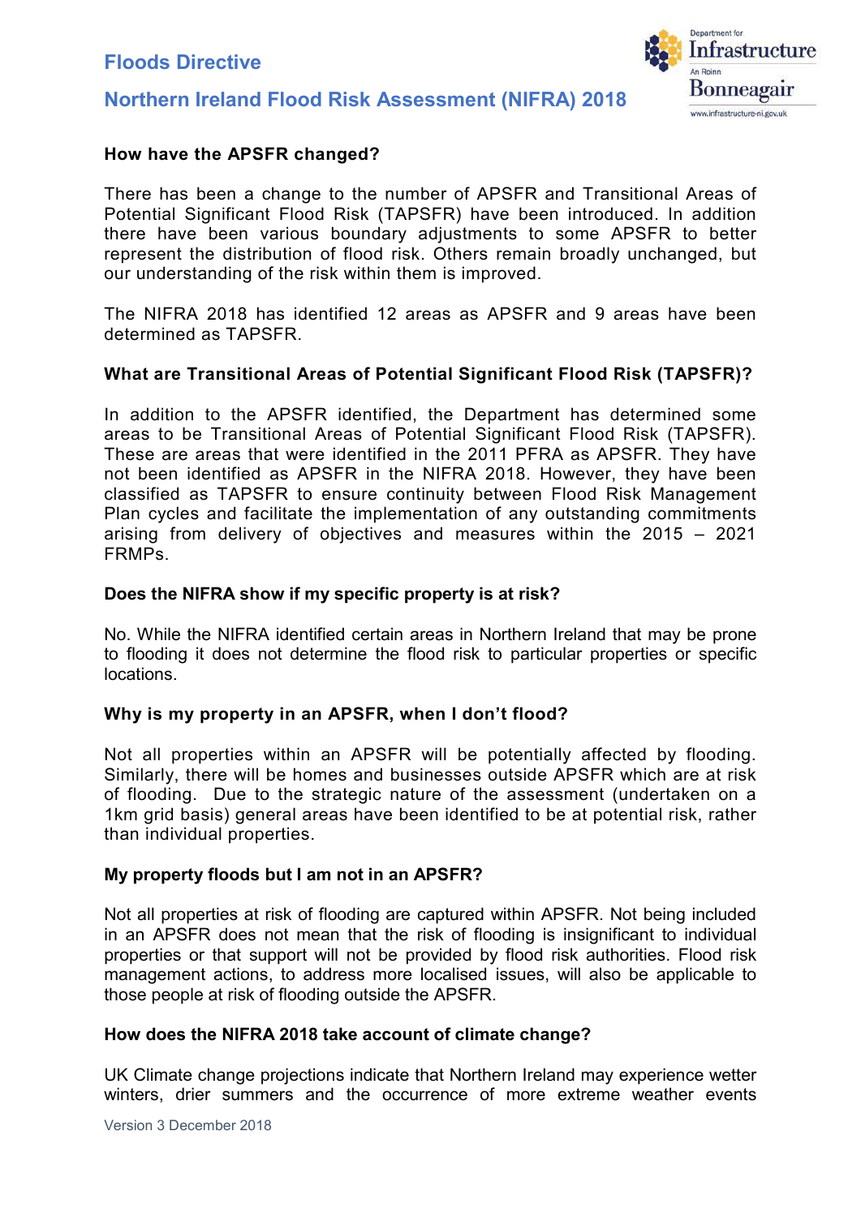### How have the APSFR changed?

There has been a change to the number of APSFR and Transitional Areas of Potential Significant Flood Risk (TAPSFR) have been introduced. In addition there have been various boundary adjustments to some APSFR to better represent the distribution of flood risk. Others remain broadly unchanged, but our understanding of the risk within them is improved.

The NIFRA 2018 has identified 12 areas as APSFR and 9 areas have been determined as TAPSFR.

### What are Transitional Areas of Potential Significant Flood Risk (TAPSFR)?

In addition to the APSFR identified, the Department has determined some areas to be Transitional Areas of Potential Significant Flood Risk (TAPSFR). These are areas that were identified in the 2011 PFRA as APSFR. They have not been identified as APSFR in the NIFRA 2018. However, they have been classified as TAPSFR to ensure continuity between Flood Risk Management Plan cycles and facilitate the implementation of any outstanding commitments arising from delivery of objectives and measures within the 2015 – 2021 FRMPs.

### Does the NIFRA show if my specific property is at risk?

No. While the NIFRA identified certain areas in Northern Ireland that may be prone to flooding it does not determine the flood risk to particular properties or specific locations.

### Why is my property in an APSFR, when I don't flood?

Not all properties within an APSFR will be potentially affected by flooding. Similarly, there will be homes and businesses outside APSFR which are at risk of flooding. Due to the strategic nature of the assessment (undertaken on a 1km grid basis) general areas have been identified to be at potential risk, rather than individual properties.

### My property floods but I am not in an APSFR?

Not all properties at risk of flooding are captured within APSFR. Not being included in an APSFR does not mean that the risk of flooding is insignificant to individual properties or that support will not be provided by flood risk authorities. Flood risk management actions, to address more localised issues, will also be applicable to those people at risk of flooding outside the APSFR.

### How does the NIFRA 2018 take account of climate change?

UK Climate change projections indicate that Northern Ireland may experience wetter winters, drier summers and the occurrence of more extreme weather events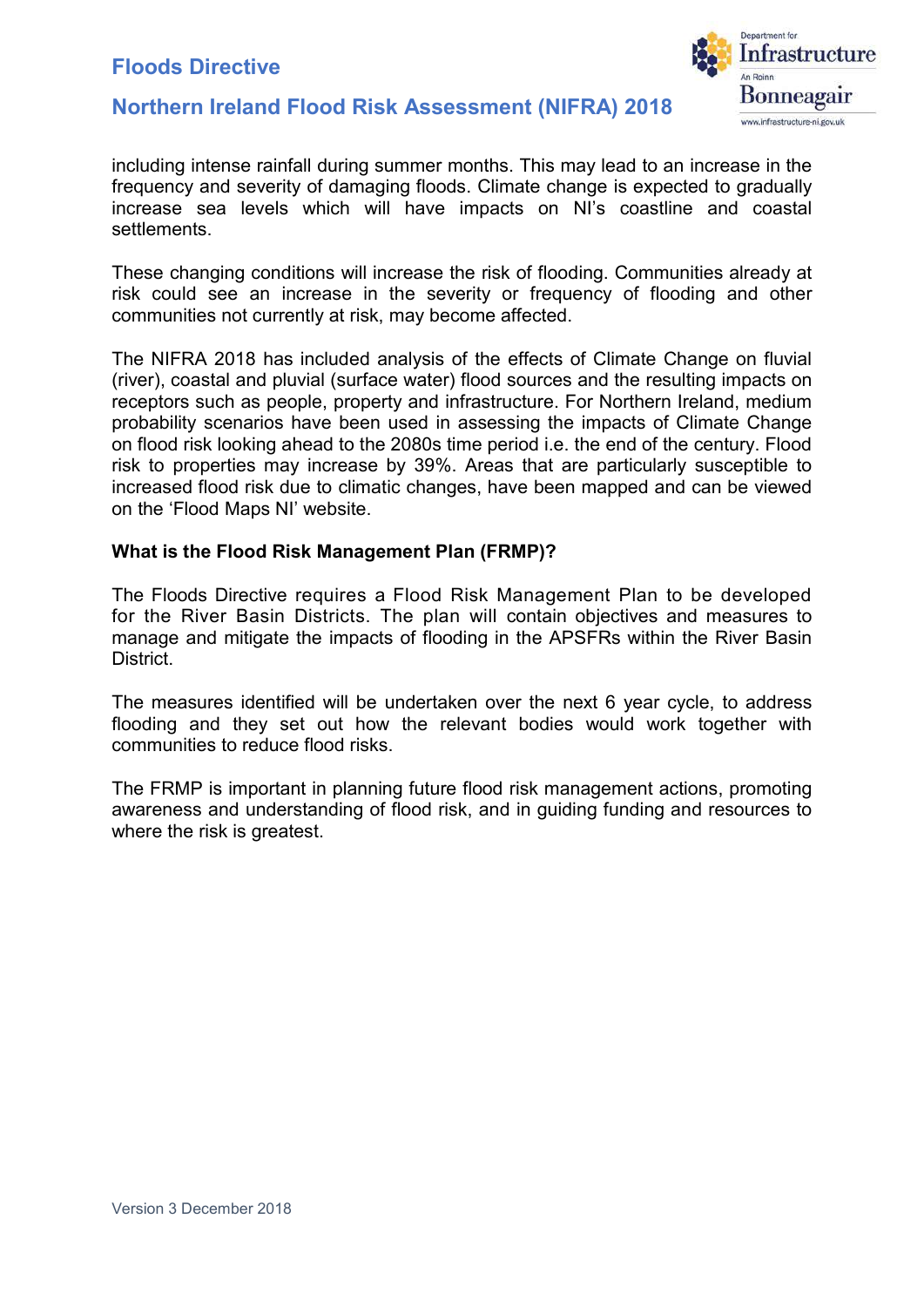including intense rainfall during summer months. This may lead to an increase in the frequency and severity of damaging floods. Climate change is expected to gradually increase sea levels which will have impacts on NI's coastline and coastal settlements.

These changing conditions will increase the risk of flooding. Communities already at risk could see an increase in the severity or frequency of flooding and other communities not currently at risk, may become affected.

The NIFRA 2018 has included analysis of the effects of Climate Change on fluvial (river), coastal and pluvial (surface water) flood sources and the resulting impacts on receptors such as people, property and infrastructure. For Northern Ireland, medium probability scenarios have been used in assessing the impacts of Climate Change on flood risk looking ahead to the 2080s time period i.e. the end of the century. Flood risk to properties may increase by 39%. Areas that are particularly susceptible to increased flood risk due to climatic changes, have been mapped and can be viewed on the 'Flood Maps NI' website.

**What is the Flood Risk Management Plan (FRMP)?**

The Floods Directive requires a Flood Risk Management Plan to be developed for the River Basin Districts. The plan will contain objectives and measures to manage and mitigate the impacts of flooding in the APSFRs within the River Basin District.

The measures identified will be undertaken over the next 6 year cycle, to address flooding and they set out how the relevant bodies would work together with communities to reduce flood risks.

The FRMP is important in planning future flood risk management actions, promoting awareness and understanding of flood risk, and in guiding funding and resources to where the risk is greatest.